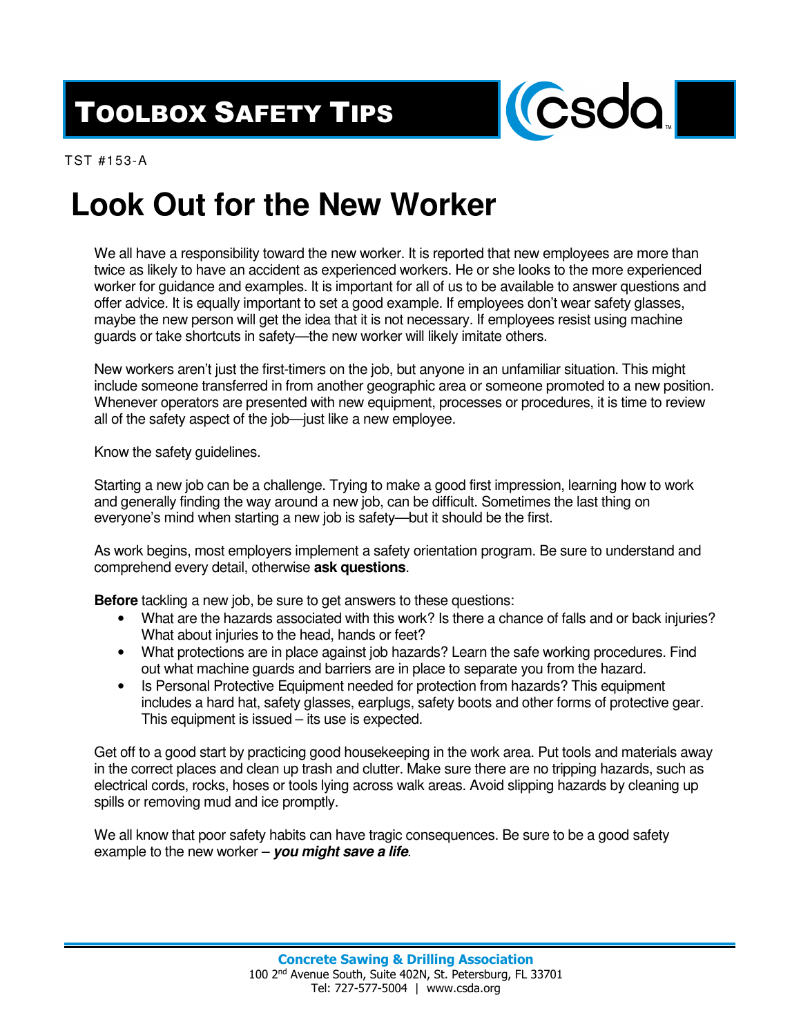# TOOLBOX SAFETY TIPS

TST #153-A

# Look Out for the New Worker

We all have a responsibility toward the new worker. It is reported that new employees are more than twice as likely to have an accident as experienced workers. He or she looks to the more experienced worker for guidance and examples. It is important for all of us to be available to answer questions and offer advice. It is equally important to set a good example. If employees don't wear safety glasses, maybe the new person will get the idea that it is not necessary. If employees resist using machine guards or take shortcuts in safety—the new worker will likely imitate others.

New workers aren't just the first-timers on the job, but anyone in an unfamiliar situation. This might include someone transferred in from another geographic area or someone promoted to a new position. Whenever operators are presented with new equipment, processes or procedures, it is time to review all of the safety aspect of the job—just like a new employee.

Know the safety guidelines.

Starting a new job can be a challenge. Trying to make a good first impression, learning how to work and generally finding the way around a new job, can be difficult. Sometimes the last thing on everyone's mind when starting a new job is safety—but it should be the first.

As work begins, most employers implement a safety orientation program. Be sure to understand and comprehend every detail, otherwise **ask questions**.

**Before** tackling a new job, be sure to get answers to these questions:

- What are the hazards associated with this work? Is there a chance of falls and or back injuries? What about injuries to the head, hands or feet?
- What protections are in place against job hazards? Learn the safe working procedures. Find out what machine guards and barriers are in place to separate you from the hazard.
- Is Personal Protective Equipment needed for protection from hazards? This equipment includes a hard hat, safety glasses, earplugs, safety boots and other forms of protective gear. This equipment is issued – its use is expected.

Get off to a good start by practicing good housekeeping in the work area. Put tools and materials away in the correct places and clean up trash and clutter. Make sure there are no tripping hazards, such as electrical cords, rocks, hoses or tools lying across walk areas. Avoid slipping hazards by cleaning up spills or removing mud and ice promptly.

We all know that poor safety habits can have tragic consequences. Be sure to be a good safety example to the new worker – ***you might save a life***.

**Concrete Sawing & Drilling Association**
100 2nd Avenue South, Suite 402N, St. Petersburg, FL 33701
Tel: 727-577-5004 | www.csda.org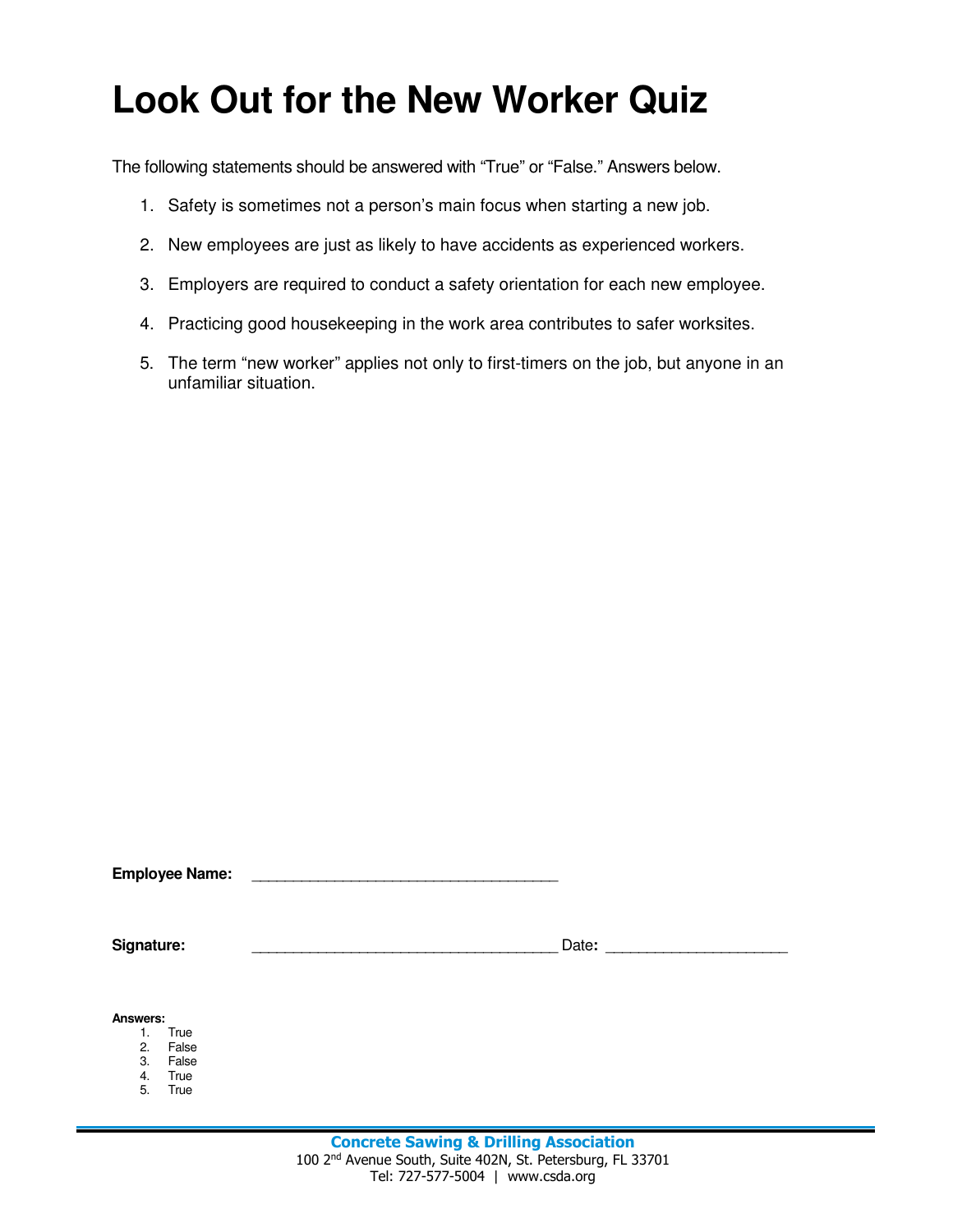# Look Out for the New Worker Quiz

The following statements should be answered with "True" or "False." Answers below.

1. Safety is sometimes not a person's main focus when starting a new job.
2. New employees are just as likely to have accidents as experienced workers.
3. Employers are required to conduct a safety orientation for each new employee.
4. Practicing good housekeeping in the work area contributes to safer worksites.
5. The term "new worker" applies not only to first-timers on the job, but anyone in an unfamiliar situation.

**Employee Name:** ___________________________________

**Signature:** ___________________________________ Date**:** ____________________

**Answers:**

1. True
2. False
3. False
4. True
5. True

**Concrete Sawing & Drilling Association**
100 2nd Avenue South, Suite 402N, St. Petersburg, FL 33701
Tel: 727-577-5004 | www.csda.org